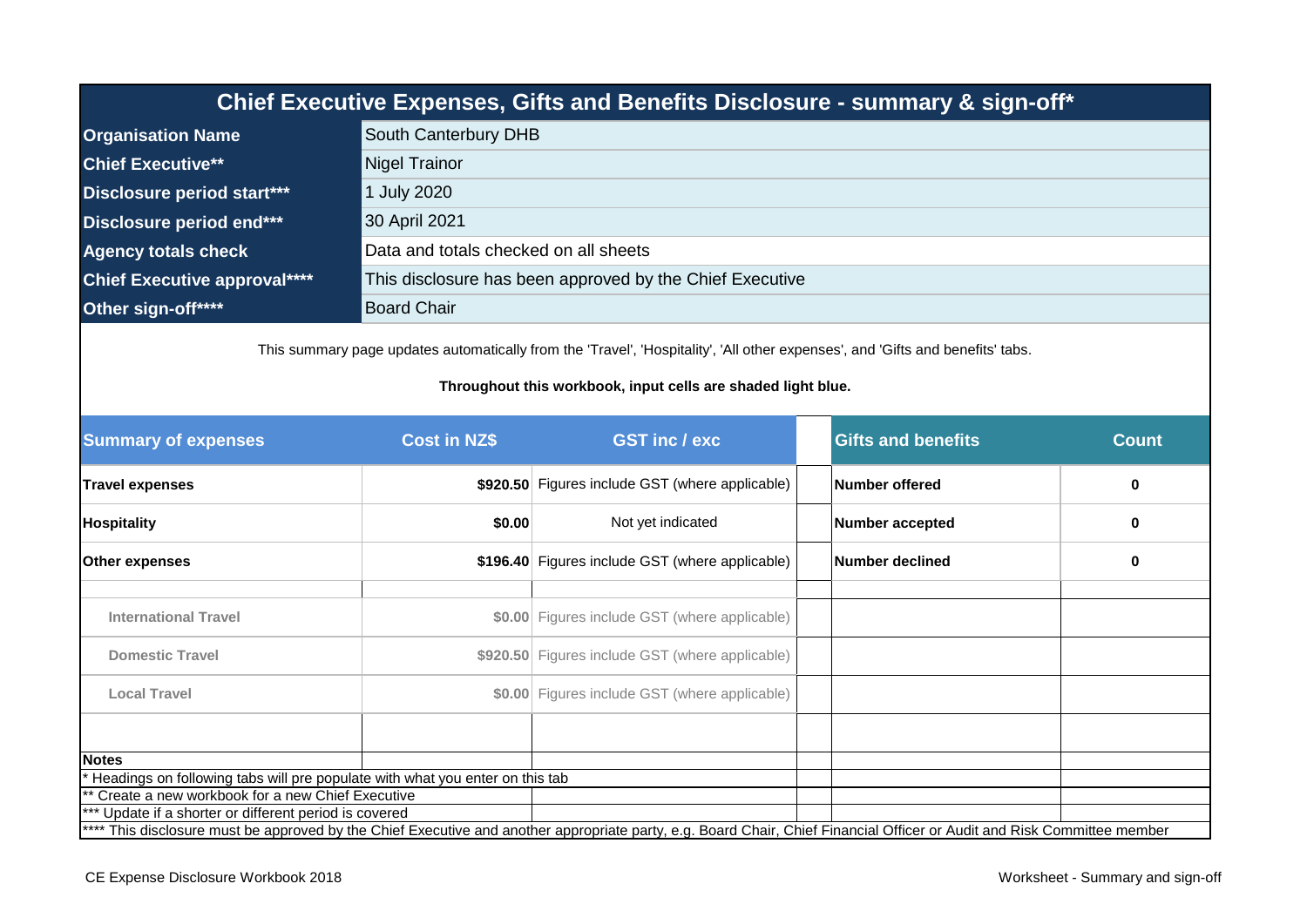# Chief Executive Expenses, Gifts and Benefits Disclosure - summary & sign-off*

| | |
|---|---|
| **Organisation Name** | South Canterbury DHB |
| **Chief Executive**** | Nigel Trainor |
| **Disclosure period start***** | 1 July 2020 |
| **Disclosure period end***** | 30 April 2021 |
| **Agency totals check** | Data and totals checked on all sheets |
| **Chief Executive approval****** | This disclosure has been approved by the Chief Executive |
| **Other sign-off****** | Board Chair |

This summary page updates automatically from the 'Travel', 'Hospitality', 'All other expenses', and 'Gifts and benefits' tabs.

**Throughout this workbook, input cells are shaded light blue.**

| Summary of expenses | Cost in NZ$ | GST inc / exc |
|---|---|---|
| **Travel expenses** | **$920.50** | Figures include GST (where applicable) |
| **Hospitality** | **$0.00** | Not yet indicated |
| **Other expenses** | **$196.40** | Figures include GST (where applicable) |
| International Travel | $0.00 | Figures include GST (where applicable) |
| Domestic Travel | $920.50 | Figures include GST (where applicable) |
| Local Travel | $0.00 | Figures include GST (where applicable) |

| Gifts and benefits | Count |
|---|---|
| **Number offered** | **0** |
| **Number accepted** | **0** |
| **Number declined** | **0** |

**Notes**

* Headings on following tabs will pre populate with what you enter on this tab

** Create a new workbook for a new Chief Executive

*** Update if a shorter or different period is covered

**** This disclosure must be approved by the Chief Executive and another appropriate party, e.g. Board Chair, Chief Financial Officer or Audit and Risk Committee member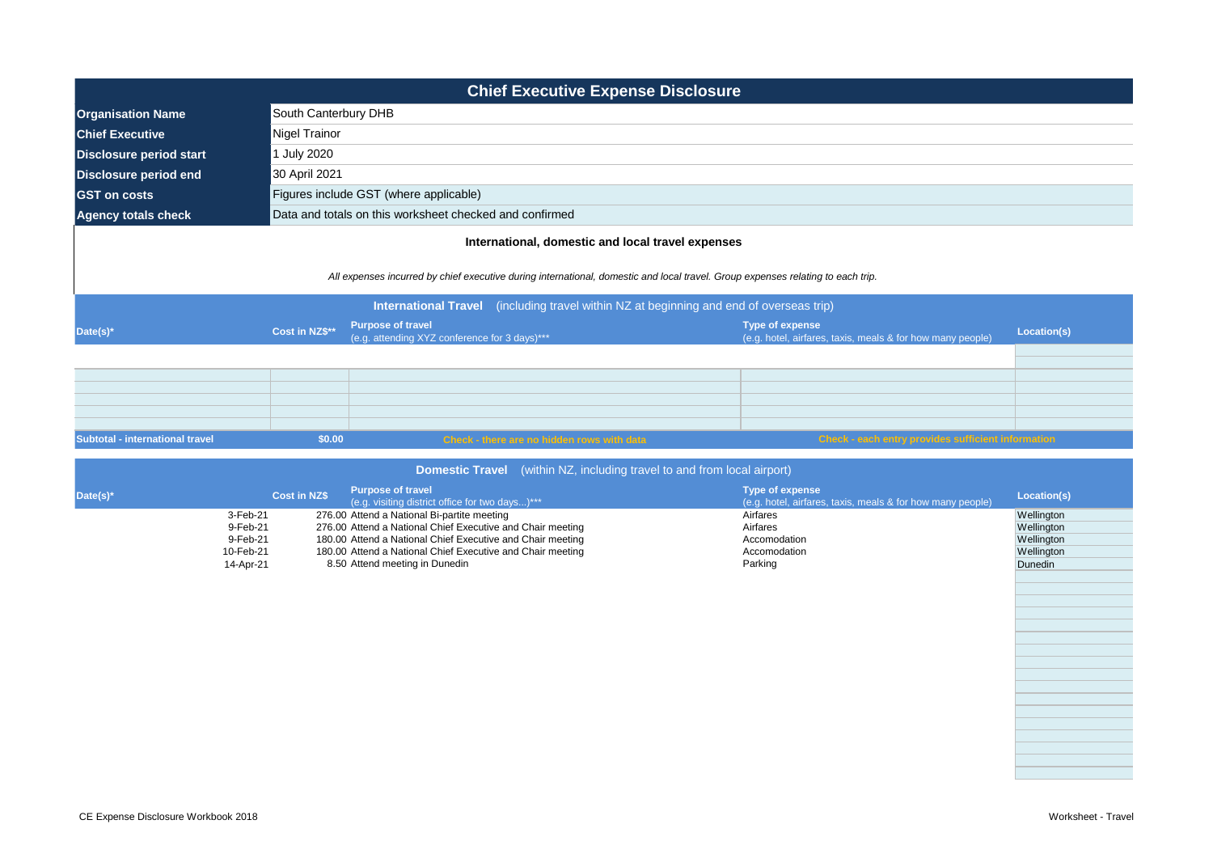# Chief Executive Expense Disclosure

| | |
|---|---|
| **Organisation Name** | South Canterbury DHB |
| **Chief Executive** | Nigel Trainor |
| **Disclosure period start** | 1 July 2020 |
| **Disclosure period end** | 30 April 2021 |
| **GST on costs** | Figures include GST (where applicable) |
| **Agency totals check** | Data and totals on this worksheet checked and confirmed |

**International, domestic and local travel expenses**

*All expenses incurred by chief executive during international, domestic and local travel. Group expenses relating to each trip.*

**International Travel** (including travel within NZ at beginning and end of overseas trip)

| Date(s)* | Cost in NZ$** | Purpose of travel (e.g. attending XYZ conference for 3 days)*** | Type of expense (e.g. hotel, airfares, taxis, meals & for how many people) | Location(s) |
|---|---|---|---|---|
| | | | | |
| **Subtotal - international travel** | **$0.00** | Check - there are no hidden rows with data | Check - each entry provides sufficient information | |

**Domestic Travel** (within NZ, including travel to and from local airport)

| Date(s)* | Cost in NZ$ | Purpose of travel (e.g. visiting district office for two days...)*** | Type of expense (e.g. hotel, airfares, taxis, meals & for how many people) | Location(s) |
|---|---|---|---|---|
| 3-Feb-21 | 276.00 | Attend a National Bi-partite meeting | Airfares | Wellington |
| 9-Feb-21 | 276.00 | Attend a National Chief Executive and Chair meeting | Airfares | Wellington |
| 9-Feb-21 | 180.00 | Attend a National Chief Executive and Chair meeting | Accomodation | Wellington |
| 10-Feb-21 | 180.00 | Attend a National Chief Executive and Chair meeting | Accomodation | Wellington |
| 14-Apr-21 | 8.50 | Attend meeting in Dunedin | Parking | Dunedin |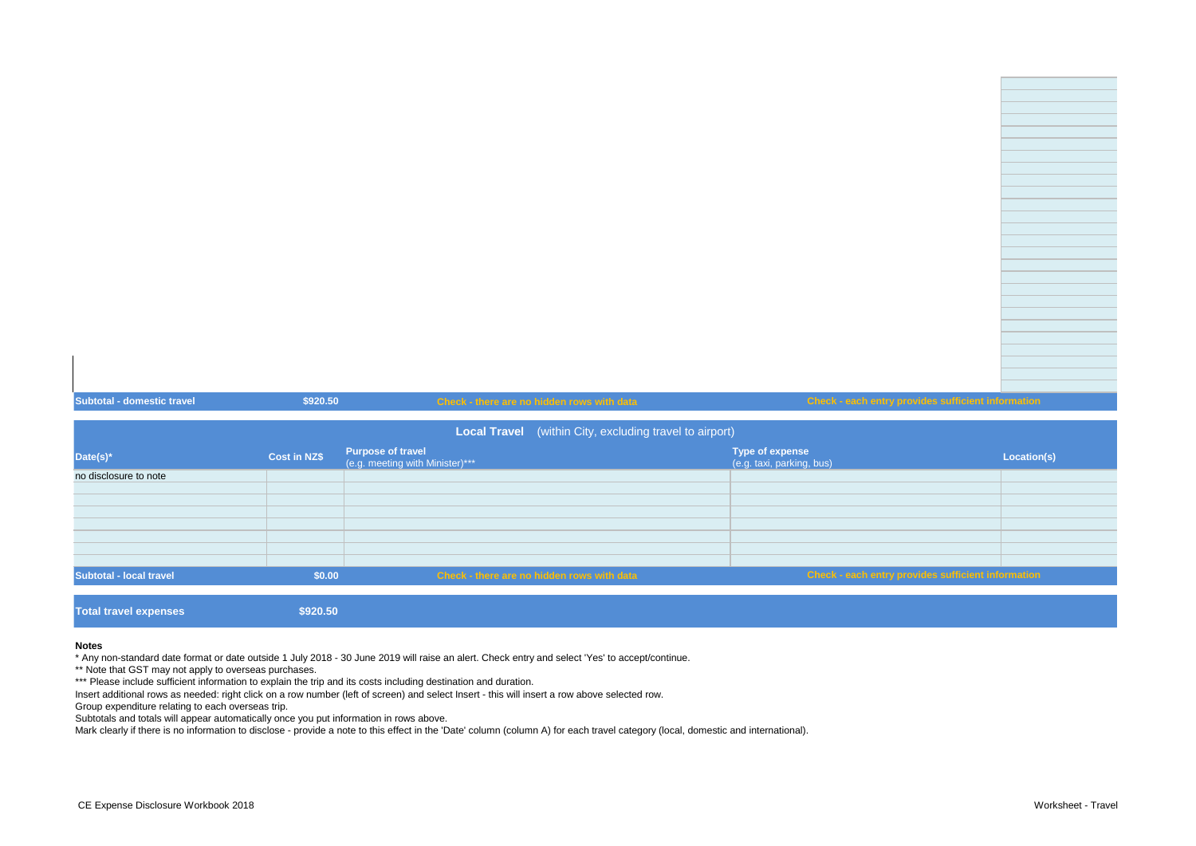| Subtotal - domestic travel | $920.50 | Check - there are no hidden rows with data | Check - each entry provides sufficient information | |
|---|---|---|---|---|

## Local Travel (within City, excluding travel to airport)

| Date(s)* | Cost in NZ$ | Purpose of travel (e.g. meeting with Minister)*** | Type of expense (e.g. taxi, parking, bus) | Location(s) |
|---|---|---|---|---|
| no disclosure to note | | | | |
| | | | | |
| | | | | |
| | | | | |
| | | | | |
| | | | | |
| | | | | |
| | | | | |
| Subtotal - local travel | $0.00 | Check - there are no hidden rows with data | Check - each entry provides sufficient information | |

| Total travel expenses | $920.50 |
|---|---|

**Notes**

* Any non-standard date format or date outside 1 July 2018 - 30 June 2019 will raise an alert. Check entry and select 'Yes' to accept/continue.

** Note that GST may not apply to overseas purchases.

*** Please include sufficient information to explain the trip and its costs including destination and duration.

Insert additional rows as needed: right click on a row number (left of screen) and select Insert - this will insert a row above selected row.

Group expenditure relating to each overseas trip.

Subtotals and totals will appear automatically once you put information in rows above.

Mark clearly if there is no information to disclose - provide a note to this effect in the 'Date' column (column A) for each travel category (local, domestic and international).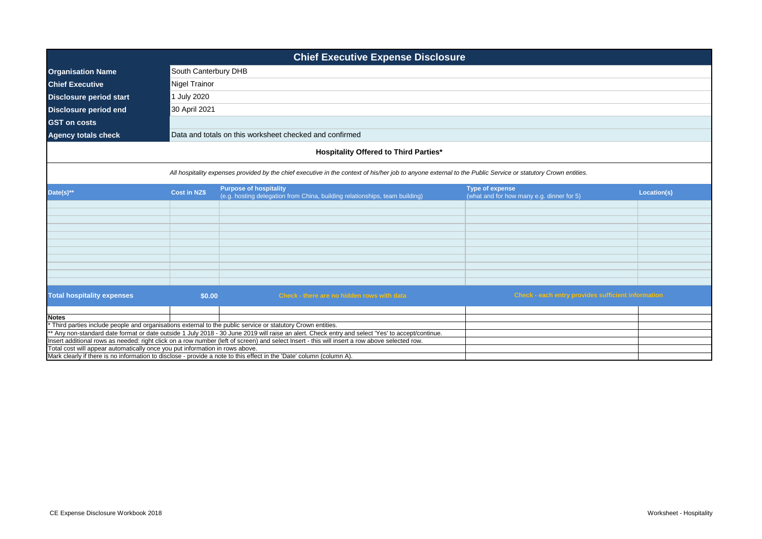# Chief Executive Expense Disclosure

| | |
|---|---|
| **Organisation Name** | South Canterbury DHB |
| **Chief Executive** | Nigel Trainor |
| **Disclosure period start** | 1 July 2020 |
| **Disclosure period end** | 30 April 2021 |
| **GST on costs** | |
| **Agency totals check** | Data and totals on this worksheet checked and confirmed |

## Hospitality Offered to Third Parties*

*All hospitality expenses provided by the chief executive in the context of his/her job to anyone external to the Public Service or statutory Crown entities.*

| Date(s)** | Cost in NZ$ | Purpose of hospitality (e.g. hosting delegation from China, building relationships, team building) | Type of expense (what and for how many e.g. dinner for 5) | Location(s) |
|---|---|---|---|---|
| | | | | |
| | | | | |
| | | | | |
| | | | | |
| | | | | |
| | | | | |
| | | | | |
| | | | | |
| | | | | |
| | | | | |
| | | | | |
| **Total hospitality expenses** | **$0.00** | **Check - there are no hidden rows with data** | **Check - each entry provides sufficient information** | |

**Notes**

* Third parties include people and organisations external to the public service or statutory Crown entities.

** Any non-standard date format or date outside 1 July 2018 - 30 June 2019 will raise an alert. Check entry and select 'Yes' to accept/continue.

Insert additional rows as needed: right click on a row number (left of screen) and select Insert - this will insert a row above selected row.

Total cost will appear automatically once you put information in rows above.

Mark clearly if there is no information to disclose - provide a note to this effect in the 'Date' column (column A).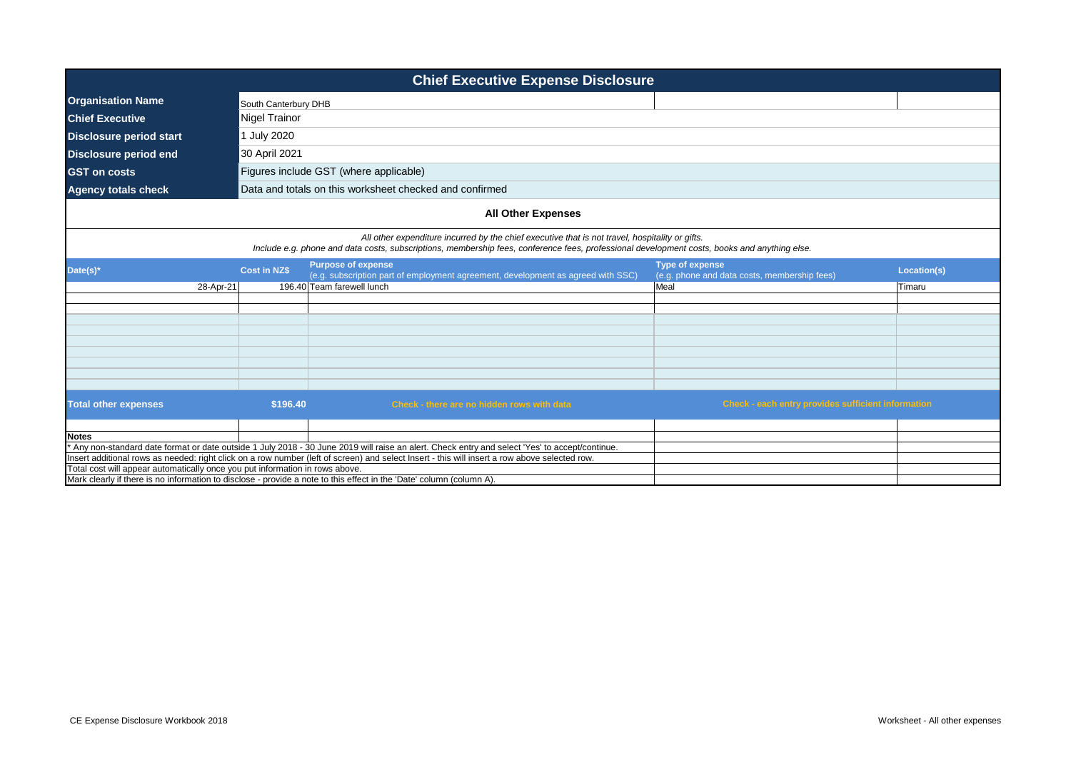# Chief Executive Expense Disclosure

| | |
|---|---|
| **Organisation Name** | South Canterbury DHB |
| **Chief Executive** | Nigel Trainor |
| **Disclosure period start** | 1 July 2020 |
| **Disclosure period end** | 30 April 2021 |
| **GST on costs** | Figures include GST (where applicable) |
| **Agency totals check** | Data and totals on this worksheet checked and confirmed |

## All Other Expenses

*All other expenditure incurred by the chief executive that is not travel, hospitality or gifts.*
*Include e.g. phone and data costs, subscriptions, membership fees, conference fees, professional development costs, books and anything else.*

| Date(s)* | Cost in NZ$ | Purpose of expense (e.g. subscription part of employment agreement, development as agreed with SSC) | Type of expense (e.g. phone and data costs, membership fees) | Location(s) |
|---|---|---|---|---|
| 28-Apr-21 | 196.40 | Team farewell lunch | Meal | Timaru |
| **Total other expenses** | **$196.40** | Check - there are no hidden rows with data | Check - each entry provides sufficient information | |

**Notes**

\* Any non-standard date format or date outside 1 July 2018 - 30 June 2019 will raise an alert. Check entry and select 'Yes' to accept/continue.
Insert additional rows as needed: right click on a row number (left of screen) and select Insert - this will insert a row above selected row.
Total cost will appear automatically once you put information in rows above.
Mark clearly if there is no information to disclose - provide a note to this effect in the 'Date' column (column A).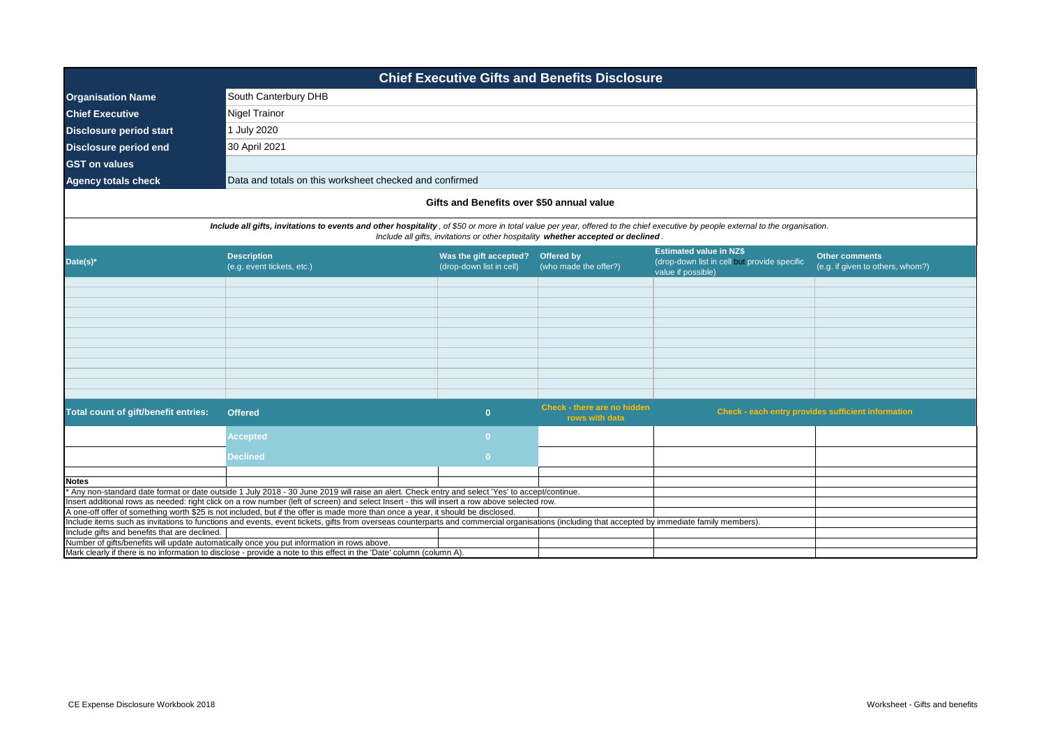# Chief Executive Gifts and Benefits Disclosure

| | |
|---|---|
| **Organisation Name** | South Canterbury DHB |
| **Chief Executive** | Nigel Trainor |
| **Disclosure period start** | 1 July 2020 |
| **Disclosure period end** | 30 April 2021 |
| **GST on values** | |
| **Agency totals check** | Data and totals on this worksheet checked and confirmed |

## Gifts and Benefits over $50 annual value

***Include all gifts, invitations to events and other hospitality**, of $50 or more in total value per year, offered to the chief executive by people external to the organisation.*
*Include all gifts, invitations or other hospitality **whether accepted or declined**.*

| Date(s)* | Description (e.g. event tickets, etc.) | Was the gift accepted? (drop-down list in cell) | Offered by (who made the offer?) | Estimated value in NZ$ (drop-down list in cell but provide specific value if possible) | Other comments (e.g. if given to others, whom?) |
|---|---|---|---|---|---|
| | | | | | |
| | | | | | |
| | | | | | |
| | | | | | |
| | | | | | |
| | | | | | |
| | | | | | |
| | | | | | |
| | | | | | |
| | | | | | |
| | | | | | |
| | | | | | |
| **Total count of gift/benefit entries:** | **Offered** | 0 | Check - there are no hidden rows with data | Check - each entry provides sufficient information | |
| | **Accepted** | 0 | | | |
| | **Declined** | 0 | | | |

**Notes**

* Any non-standard date format or date outside 1 July 2018 - 30 June 2019 will raise an alert. Check entry and select 'Yes' to accept/continue.

Insert additional rows as needed: right click on a row number (left of screen) and select Insert - this will insert a row above selected row.

A one-off offer of something worth $25 is not included, but if the offer is made more than once a year, it should be disclosed.

Include items such as invitations to functions and events, event tickets, gifts from overseas counterparts and commercial organisations (including that accepted by immediate family members).

Include gifts and benefits that are declined.

Number of gifts/benefits will update automatically once you put information in rows above.

Mark clearly if there is no information to disclose - provide a note to this effect in the 'Date' column (column A).